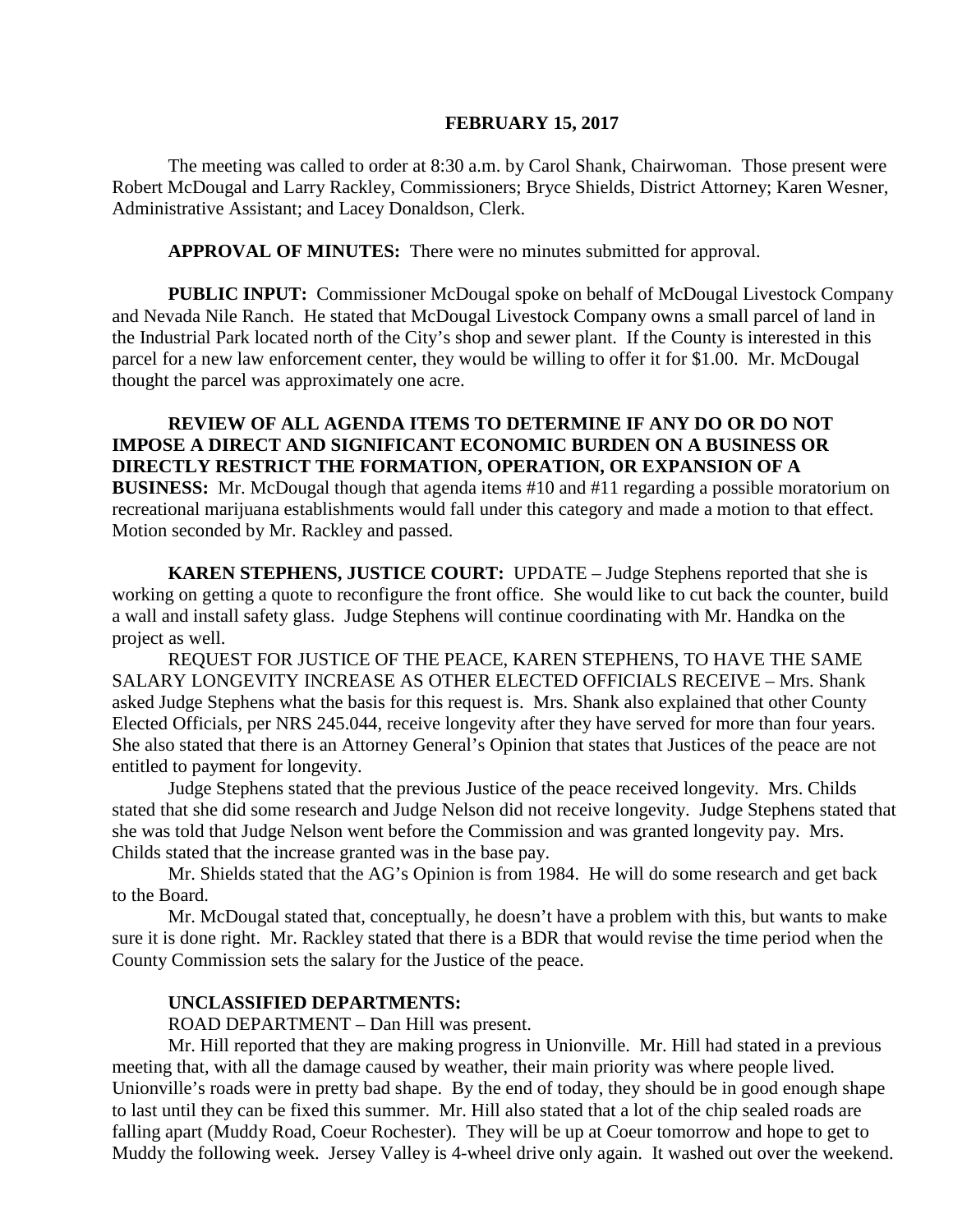**FEBRUARY 15, 2017**

The meeting was called to order at 8:30 a.m. by Carol Shank, Chairwoman. Those present were Robert McDougal and Larry Rackley, Commissioners; Bryce Shields, District Attorney; Karen Wesner, Administrative Assistant; and Lacey Donaldson, Clerk.

**APPROVAL OF MINUTES:** There were no minutes submitted for approval.

**PUBLIC INPUT:** Commissioner McDougal spoke on behalf of McDougal Livestock Company and Nevada Nile Ranch. He stated that McDougal Livestock Company owns a small parcel of land in the Industrial Park located north of the City's shop and sewer plant. If the County is interested in this parcel for a new law enforcement center, they would be willing to offer it for $1.00. Mr. McDougal thought the parcel was approximately one acre.

**REVIEW OF ALL AGENDA ITEMS TO DETERMINE IF ANY DO OR DO NOT IMPOSE A DIRECT AND SIGNIFICANT ECONOMIC BURDEN ON A BUSINESS OR DIRECTLY RESTRICT THE FORMATION, OPERATION, OR EXPANSION OF A BUSINESS:** Mr. McDougal though that agenda items #10 and #11 regarding a possible moratorium on recreational marijuana establishments would fall under this category and made a motion to that effect. Motion seconded by Mr. Rackley and passed.

**KAREN STEPHENS, JUSTICE COURT:** UPDATE – Judge Stephens reported that she is working on getting a quote to reconfigure the front office. She would like to cut back the counter, build a wall and install safety glass. Judge Stephens will continue coordinating with Mr. Handka on the project as well.

REQUEST FOR JUSTICE OF THE PEACE, KAREN STEPHENS, TO HAVE THE SAME SALARY LONGEVITY INCREASE AS OTHER ELECTED OFFICIALS RECEIVE – Mrs. Shank asked Judge Stephens what the basis for this request is. Mrs. Shank also explained that other County Elected Officials, per NRS 245.044, receive longevity after they have served for more than four years. She also stated that there is an Attorney General's Opinion that states that Justices of the peace are not entitled to payment for longevity.

Judge Stephens stated that the previous Justice of the peace received longevity. Mrs. Childs stated that she did some research and Judge Nelson did not receive longevity. Judge Stephens stated that she was told that Judge Nelson went before the Commission and was granted longevity pay. Mrs. Childs stated that the increase granted was in the base pay.

Mr. Shields stated that the AG's Opinion is from 1984. He will do some research and get back to the Board.

Mr. McDougal stated that, conceptually, he doesn't have a problem with this, but wants to make sure it is done right. Mr. Rackley stated that there is a BDR that would revise the time period when the County Commission sets the salary for the Justice of the peace.

**UNCLASSIFIED DEPARTMENTS:**

ROAD DEPARTMENT – Dan Hill was present.

Mr. Hill reported that they are making progress in Unionville. Mr. Hill had stated in a previous meeting that, with all the damage caused by weather, their main priority was where people lived. Unionville's roads were in pretty bad shape. By the end of today, they should be in good enough shape to last until they can be fixed this summer. Mr. Hill also stated that a lot of the chip sealed roads are falling apart (Muddy Road, Coeur Rochester). They will be up at Coeur tomorrow and hope to get to Muddy the following week. Jersey Valley is 4-wheel drive only again. It washed out over the weekend.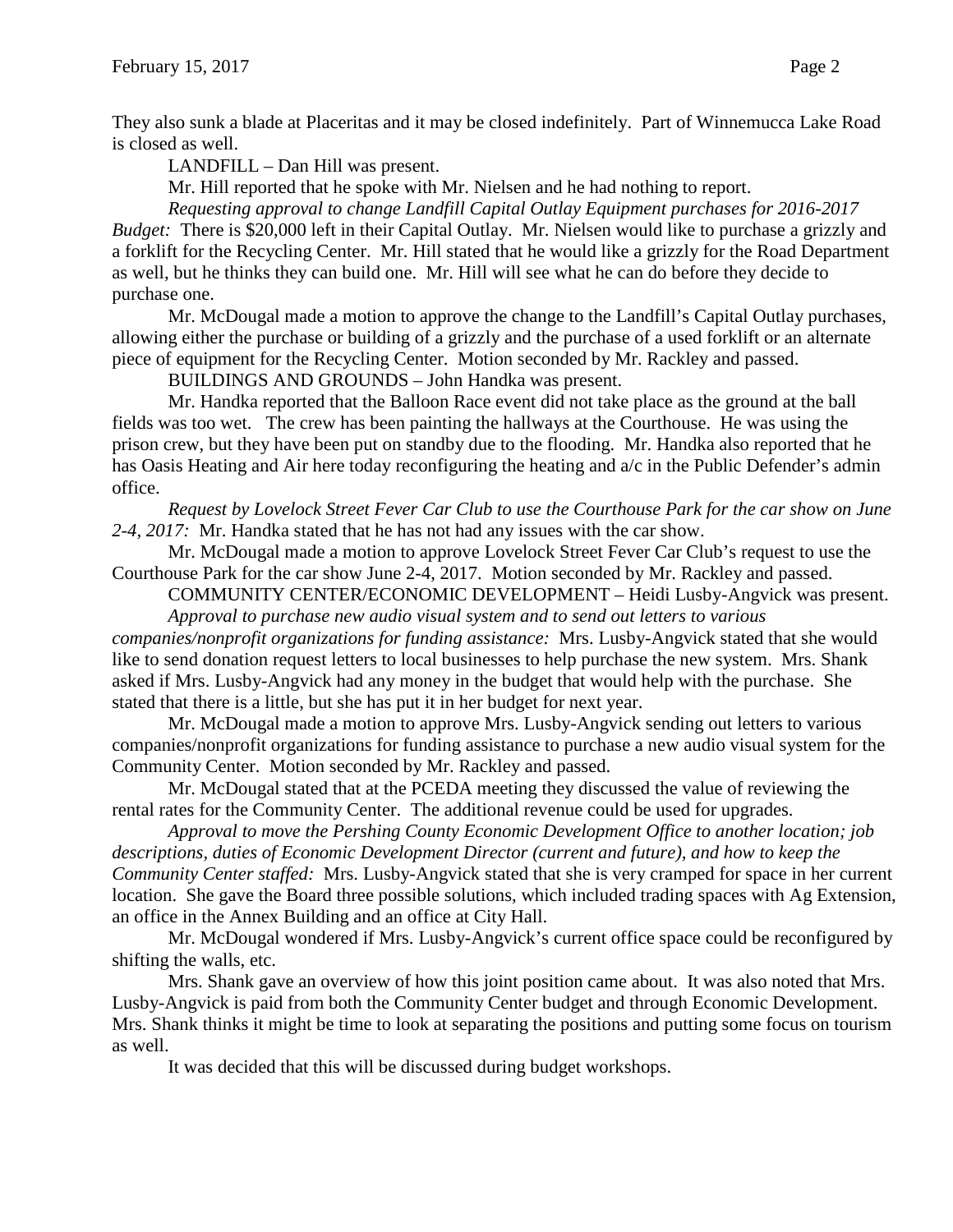They also sunk a blade at Placeritas and it may be closed indefinitely. Part of Winnemucca Lake Road is closed as well.

LANDFILL – Dan Hill was present.

Mr. Hill reported that he spoke with Mr. Nielsen and he had nothing to report.

*Requesting approval to change Landfill Capital Outlay Equipment purchases for 2016-2017 Budget:* There is $20,000 left in their Capital Outlay. Mr. Nielsen would like to purchase a grizzly and a forklift for the Recycling Center. Mr. Hill stated that he would like a grizzly for the Road Department as well, but he thinks they can build one. Mr. Hill will see what he can do before they decide to purchase one.

Mr. McDougal made a motion to approve the change to the Landfill's Capital Outlay purchases, allowing either the purchase or building of a grizzly and the purchase of a used forklift or an alternate piece of equipment for the Recycling Center. Motion seconded by Mr. Rackley and passed.

BUILDINGS AND GROUNDS – John Handka was present.

Mr. Handka reported that the Balloon Race event did not take place as the ground at the ball fields was too wet. The crew has been painting the hallways at the Courthouse. He was using the prison crew, but they have been put on standby due to the flooding. Mr. Handka also reported that he has Oasis Heating and Air here today reconfiguring the heating and a/c in the Public Defender's admin office.

*Request by Lovelock Street Fever Car Club to use the Courthouse Park for the car show on June 2-4, 2017:* Mr. Handka stated that he has not had any issues with the car show.

Mr. McDougal made a motion to approve Lovelock Street Fever Car Club's request to use the Courthouse Park for the car show June 2-4, 2017. Motion seconded by Mr. Rackley and passed.

COMMUNITY CENTER/ECONOMIC DEVELOPMENT – Heidi Lusby-Angvick was present.

*Approval to purchase new audio visual system and to send out letters to various companies/nonprofit organizations for funding assistance:* Mrs. Lusby-Angvick stated that she would like to send donation request letters to local businesses to help purchase the new system. Mrs. Shank asked if Mrs. Lusby-Angvick had any money in the budget that would help with the purchase. She stated that there is a little, but she has put it in her budget for next year.

Mr. McDougal made a motion to approve Mrs. Lusby-Angvick sending out letters to various companies/nonprofit organizations for funding assistance to purchase a new audio visual system for the Community Center. Motion seconded by Mr. Rackley and passed.

Mr. McDougal stated that at the PCEDA meeting they discussed the value of reviewing the rental rates for the Community Center. The additional revenue could be used for upgrades.

*Approval to move the Pershing County Economic Development Office to another location; job descriptions, duties of Economic Development Director (current and future), and how to keep the Community Center staffed:* Mrs. Lusby-Angvick stated that she is very cramped for space in her current location. She gave the Board three possible solutions, which included trading spaces with Ag Extension, an office in the Annex Building and an office at City Hall.

Mr. McDougal wondered if Mrs. Lusby-Angvick's current office space could be reconfigured by shifting the walls, etc.

Mrs. Shank gave an overview of how this joint position came about. It was also noted that Mrs. Lusby-Angvick is paid from both the Community Center budget and through Economic Development. Mrs. Shank thinks it might be time to look at separating the positions and putting some focus on tourism as well.

It was decided that this will be discussed during budget workshops.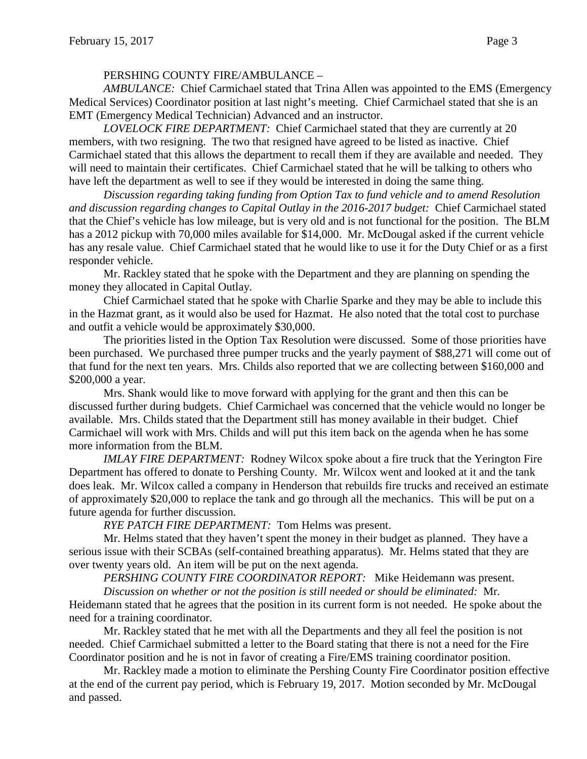PERSHING COUNTY FIRE/AMBULANCE –

*AMBULANCE:* Chief Carmichael stated that Trina Allen was appointed to the EMS (Emergency Medical Services) Coordinator position at last night's meeting. Chief Carmichael stated that she is an EMT (Emergency Medical Technician) Advanced and an instructor.

*LOVELOCK FIRE DEPARTMENT:* Chief Carmichael stated that they are currently at 20 members, with two resigning. The two that resigned have agreed to be listed as inactive. Chief Carmichael stated that this allows the department to recall them if they are available and needed. They will need to maintain their certificates. Chief Carmichael stated that he will be talking to others who have left the department as well to see if they would be interested in doing the same thing.

*Discussion regarding taking funding from Option Tax to fund vehicle and to amend Resolution and discussion regarding changes to Capital Outlay in the 2016-2017 budget:* Chief Carmichael stated that the Chief's vehicle has low mileage, but is very old and is not functional for the position. The BLM has a 2012 pickup with 70,000 miles available for $14,000. Mr. McDougal asked if the current vehicle has any resale value. Chief Carmichael stated that he would like to use it for the Duty Chief or as a first responder vehicle.

Mr. Rackley stated that he spoke with the Department and they are planning on spending the money they allocated in Capital Outlay.

Chief Carmichael stated that he spoke with Charlie Sparke and they may be able to include this in the Hazmat grant, as it would also be used for Hazmat. He also noted that the total cost to purchase and outfit a vehicle would be approximately $30,000.

The priorities listed in the Option Tax Resolution were discussed. Some of those priorities have been purchased. We purchased three pumper trucks and the yearly payment of $88,271 will come out of that fund for the next ten years. Mrs. Childs also reported that we are collecting between $160,000 and $200,000 a year.

Mrs. Shank would like to move forward with applying for the grant and then this can be discussed further during budgets. Chief Carmichael was concerned that the vehicle would no longer be available. Mrs. Childs stated that the Department still has money available in their budget. Chief Carmichael will work with Mrs. Childs and will put this item back on the agenda when he has some more information from the BLM.

*IMLAY FIRE DEPARTMENT:* Rodney Wilcox spoke about a fire truck that the Yerington Fire Department has offered to donate to Pershing County. Mr. Wilcox went and looked at it and the tank does leak. Mr. Wilcox called a company in Henderson that rebuilds fire trucks and received an estimate of approximately $20,000 to replace the tank and go through all the mechanics. This will be put on a future agenda for further discussion.

*RYE PATCH FIRE DEPARTMENT:* Tom Helms was present.

Mr. Helms stated that they haven't spent the money in their budget as planned. They have a serious issue with their SCBAs (self-contained breathing apparatus). Mr. Helms stated that they are over twenty years old. An item will be put on the next agenda.

*PERSHING COUNTY FIRE COORDINATOR REPORT:* Mike Heidemann was present.

*Discussion on whether or not the position is still needed or should be eliminated:* Mr. Heidemann stated that he agrees that the position in its current form is not needed. He spoke about the need for a training coordinator.

Mr. Rackley stated that he met with all the Departments and they all feel the position is not needed. Chief Carmichael submitted a letter to the Board stating that there is not a need for the Fire Coordinator position and he is not in favor of creating a Fire/EMS training coordinator position.

Mr. Rackley made a motion to eliminate the Pershing County Fire Coordinator position effective at the end of the current pay period, which is February 19, 2017. Motion seconded by Mr. McDougal and passed.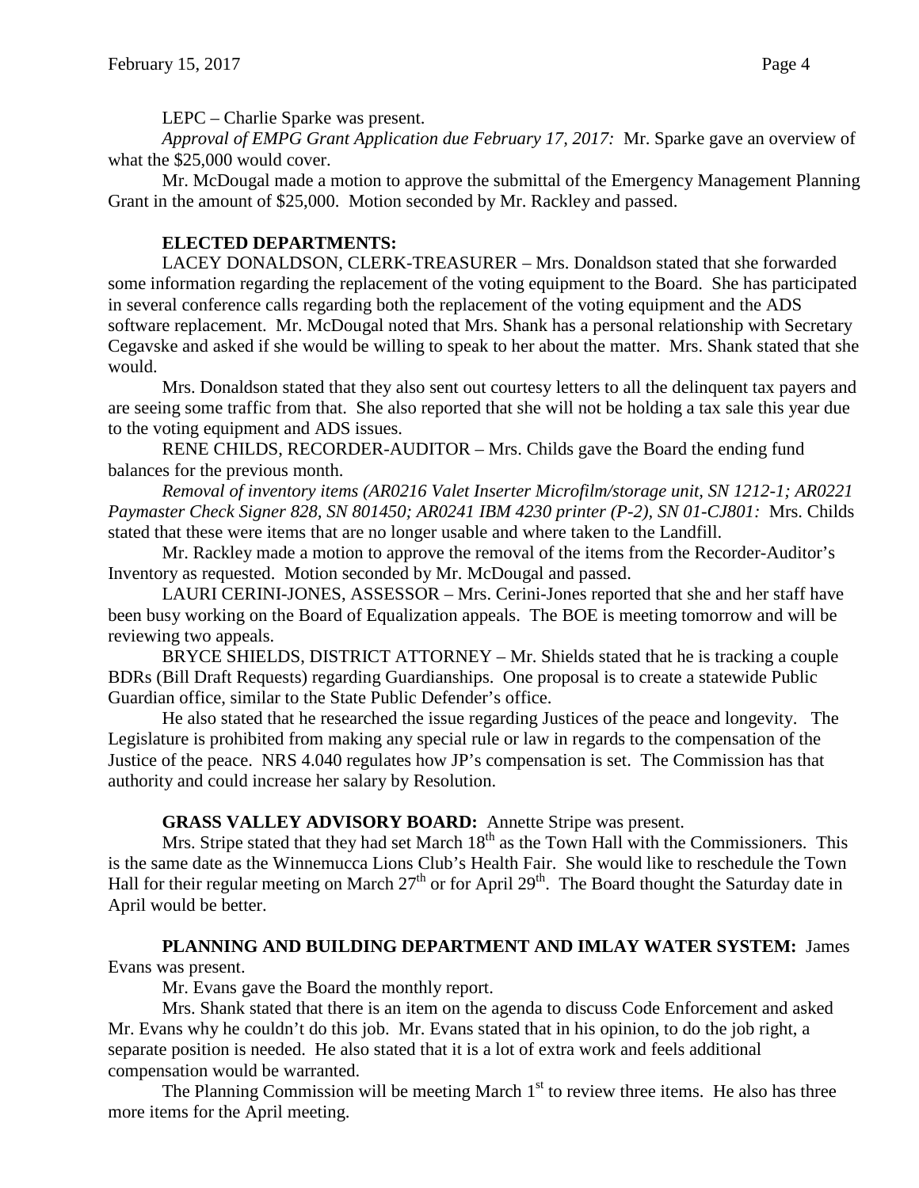LEPC – Charlie Sparke was present.

*Approval of EMPG Grant Application due February 17, 2017:* Mr. Sparke gave an overview of what the $25,000 would cover.

Mr. McDougal made a motion to approve the submittal of the Emergency Management Planning Grant in the amount of $25,000. Motion seconded by Mr. Rackley and passed.

**ELECTED DEPARTMENTS:**

LACEY DONALDSON, CLERK-TREASURER – Mrs. Donaldson stated that she forwarded some information regarding the replacement of the voting equipment to the Board. She has participated in several conference calls regarding both the replacement of the voting equipment and the ADS software replacement. Mr. McDougal noted that Mrs. Shank has a personal relationship with Secretary Cegavske and asked if she would be willing to speak to her about the matter. Mrs. Shank stated that she would.

Mrs. Donaldson stated that they also sent out courtesy letters to all the delinquent tax payers and are seeing some traffic from that. She also reported that she will not be holding a tax sale this year due to the voting equipment and ADS issues.

RENE CHILDS, RECORDER-AUDITOR – Mrs. Childs gave the Board the ending fund balances for the previous month.

*Removal of inventory items (AR0216 Valet Inserter Microfilm/storage unit, SN 1212-1; AR0221 Paymaster Check Signer 828, SN 801450; AR0241 IBM 4230 printer (P-2), SN 01-CJ801:* Mrs. Childs stated that these were items that are no longer usable and where taken to the Landfill.

Mr. Rackley made a motion to approve the removal of the items from the Recorder-Auditor's Inventory as requested. Motion seconded by Mr. McDougal and passed.

LAURI CERINI-JONES, ASSESSOR – Mrs. Cerini-Jones reported that she and her staff have been busy working on the Board of Equalization appeals. The BOE is meeting tomorrow and will be reviewing two appeals.

BRYCE SHIELDS, DISTRICT ATTORNEY – Mr. Shields stated that he is tracking a couple BDRs (Bill Draft Requests) regarding Guardianships. One proposal is to create a statewide Public Guardian office, similar to the State Public Defender's office.

He also stated that he researched the issue regarding Justices of the peace and longevity. The Legislature is prohibited from making any special rule or law in regards to the compensation of the Justice of the peace. NRS 4.040 regulates how JP's compensation is set. The Commission has that authority and could increase her salary by Resolution.

**GRASS VALLEY ADVISORY BOARD:** Annette Stripe was present.

Mrs. Stripe stated that they had set March 18th as the Town Hall with the Commissioners. This is the same date as the Winnemucca Lions Club's Health Fair. She would like to reschedule the Town Hall for their regular meeting on March 27th or for April 29th. The Board thought the Saturday date in April would be better.

**PLANNING AND BUILDING DEPARTMENT AND IMLAY WATER SYSTEM:** James Evans was present.

Mr. Evans gave the Board the monthly report.

Mrs. Shank stated that there is an item on the agenda to discuss Code Enforcement and asked Mr. Evans why he couldn't do this job. Mr. Evans stated that in his opinion, to do the job right, a separate position is needed. He also stated that it is a lot of extra work and feels additional compensation would be warranted.

The Planning Commission will be meeting March 1st to review three items. He also has three more items for the April meeting.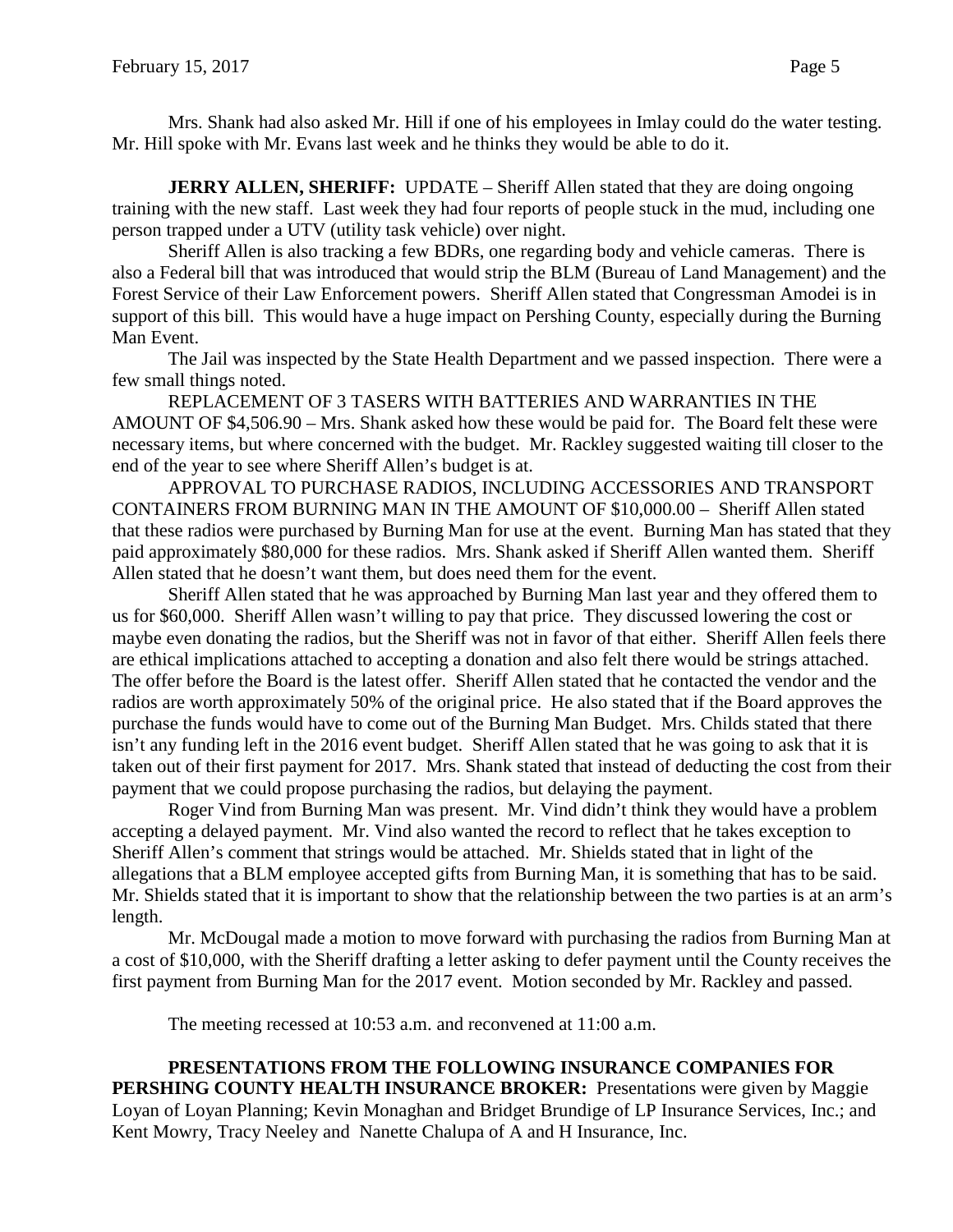Mrs. Shank had also asked Mr. Hill if one of his employees in Imlay could do the water testing. Mr. Hill spoke with Mr. Evans last week and he thinks they would be able to do it.

**JERRY ALLEN, SHERIFF:** UPDATE – Sheriff Allen stated that they are doing ongoing training with the new staff. Last week they had four reports of people stuck in the mud, including one person trapped under a UTV (utility task vehicle) over night.

Sheriff Allen is also tracking a few BDRs, one regarding body and vehicle cameras. There is also a Federal bill that was introduced that would strip the BLM (Bureau of Land Management) and the Forest Service of their Law Enforcement powers. Sheriff Allen stated that Congressman Amodei is in support of this bill. This would have a huge impact on Pershing County, especially during the Burning Man Event.

The Jail was inspected by the State Health Department and we passed inspection. There were a few small things noted.

REPLACEMENT OF 3 TASERS WITH BATTERIES AND WARRANTIES IN THE AMOUNT OF $4,506.90 – Mrs. Shank asked how these would be paid for. The Board felt these were necessary items, but where concerned with the budget. Mr. Rackley suggested waiting till closer to the end of the year to see where Sheriff Allen's budget is at.

APPROVAL TO PURCHASE RADIOS, INCLUDING ACCESSORIES AND TRANSPORT CONTAINERS FROM BURNING MAN IN THE AMOUNT OF $10,000.00 – Sheriff Allen stated that these radios were purchased by Burning Man for use at the event. Burning Man has stated that they paid approximately $80,000 for these radios. Mrs. Shank asked if Sheriff Allen wanted them. Sheriff Allen stated that he doesn't want them, but does need them for the event.

Sheriff Allen stated that he was approached by Burning Man last year and they offered them to us for $60,000. Sheriff Allen wasn't willing to pay that price. They discussed lowering the cost or maybe even donating the radios, but the Sheriff was not in favor of that either. Sheriff Allen feels there are ethical implications attached to accepting a donation and also felt there would be strings attached. The offer before the Board is the latest offer. Sheriff Allen stated that he contacted the vendor and the radios are worth approximately 50% of the original price. He also stated that if the Board approves the purchase the funds would have to come out of the Burning Man Budget. Mrs. Childs stated that there isn't any funding left in the 2016 event budget. Sheriff Allen stated that he was going to ask that it is taken out of their first payment for 2017. Mrs. Shank stated that instead of deducting the cost from their payment that we could propose purchasing the radios, but delaying the payment.

Roger Vind from Burning Man was present. Mr. Vind didn't think they would have a problem accepting a delayed payment. Mr. Vind also wanted the record to reflect that he takes exception to Sheriff Allen's comment that strings would be attached. Mr. Shields stated that in light of the allegations that a BLM employee accepted gifts from Burning Man, it is something that has to be said. Mr. Shields stated that it is important to show that the relationship between the two parties is at an arm's length.

Mr. McDougal made a motion to move forward with purchasing the radios from Burning Man at a cost of $10,000, with the Sheriff drafting a letter asking to defer payment until the County receives the first payment from Burning Man for the 2017 event. Motion seconded by Mr. Rackley and passed.

The meeting recessed at 10:53 a.m. and reconvened at 11:00 a.m.

**PRESENTATIONS FROM THE FOLLOWING INSURANCE COMPANIES FOR PERSHING COUNTY HEALTH INSURANCE BROKER:** Presentations were given by Maggie Loyan of Loyan Planning; Kevin Monaghan and Bridget Brundige of LP Insurance Services, Inc.; and Kent Mowry, Tracy Neeley and Nanette Chalupa of A and H Insurance, Inc.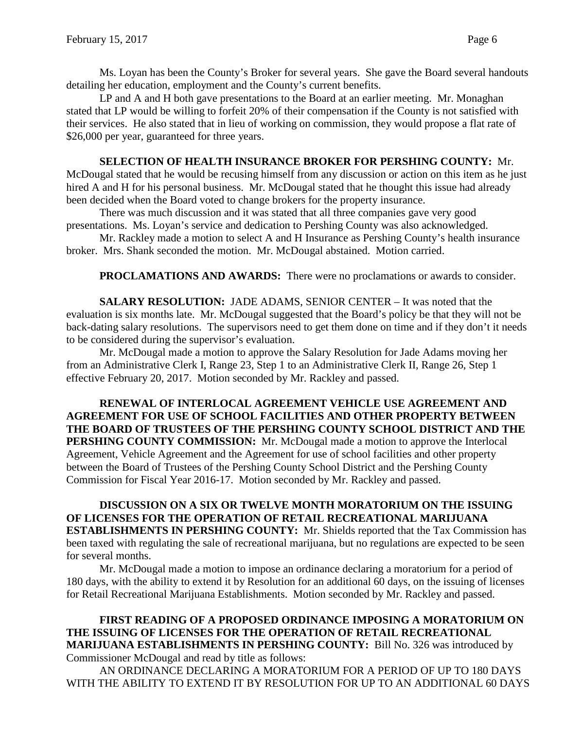Ms. Loyan has been the County's Broker for several years. She gave the Board several handouts detailing her education, employment and the County's current benefits.

LP and A and H both gave presentations to the Board at an earlier meeting. Mr. Monaghan stated that LP would be willing to forfeit 20% of their compensation if the County is not satisfied with their services. He also stated that in lieu of working on commission, they would propose a flat rate of $26,000 per year, guaranteed for three years.

**SELECTION OF HEALTH INSURANCE BROKER FOR PERSHING COUNTY:** Mr. McDougal stated that he would be recusing himself from any discussion or action on this item as he just hired A and H for his personal business. Mr. McDougal stated that he thought this issue had already been decided when the Board voted to change brokers for the property insurance.

There was much discussion and it was stated that all three companies gave very good presentations. Ms. Loyan's service and dedication to Pershing County was also acknowledged.

Mr. Rackley made a motion to select A and H Insurance as Pershing County's health insurance broker. Mrs. Shank seconded the motion. Mr. McDougal abstained. Motion carried.

**PROCLAMATIONS AND AWARDS:** There were no proclamations or awards to consider.

**SALARY RESOLUTION:** JADE ADAMS, SENIOR CENTER – It was noted that the evaluation is six months late. Mr. McDougal suggested that the Board's policy be that they will not be back-dating salary resolutions. The supervisors need to get them done on time and if they don't it needs to be considered during the supervisor's evaluation.

Mr. McDougal made a motion to approve the Salary Resolution for Jade Adams moving her from an Administrative Clerk I, Range 23, Step 1 to an Administrative Clerk II, Range 26, Step 1 effective February 20, 2017. Motion seconded by Mr. Rackley and passed.

**RENEWAL OF INTERLOCAL AGREEMENT VEHICLE USE AGREEMENT AND AGREEMENT FOR USE OF SCHOOL FACILITIES AND OTHER PROPERTY BETWEEN THE BOARD OF TRUSTEES OF THE PERSHING COUNTY SCHOOL DISTRICT AND THE PERSHING COUNTY COMMISSION:** Mr. McDougal made a motion to approve the Interlocal Agreement, Vehicle Agreement and the Agreement for use of school facilities and other property between the Board of Trustees of the Pershing County School District and the Pershing County Commission for Fiscal Year 2016-17. Motion seconded by Mr. Rackley and passed.

**DISCUSSION ON A SIX OR TWELVE MONTH MORATORIUM ON THE ISSUING OF LICENSES FOR THE OPERATION OF RETAIL RECREATIONAL MARIJUANA ESTABLISHMENTS IN PERSHING COUNTY:** Mr. Shields reported that the Tax Commission has been taxed with regulating the sale of recreational marijuana, but no regulations are expected to be seen for several months.

Mr. McDougal made a motion to impose an ordinance declaring a moratorium for a period of 180 days, with the ability to extend it by Resolution for an additional 60 days, on the issuing of licenses for Retail Recreational Marijuana Establishments. Motion seconded by Mr. Rackley and passed.

**FIRST READING OF A PROPOSED ORDINANCE IMPOSING A MORATORIUM ON THE ISSUING OF LICENSES FOR THE OPERATION OF RETAIL RECREATIONAL MARIJUANA ESTABLISHMENTS IN PERSHING COUNTY:** Bill No. 326 was introduced by Commissioner McDougal and read by title as follows:

AN ORDINANCE DECLARING A MORATORIUM FOR A PERIOD OF UP TO 180 DAYS WITH THE ABILITY TO EXTEND IT BY RESOLUTION FOR UP TO AN ADDITIONAL 60 DAYS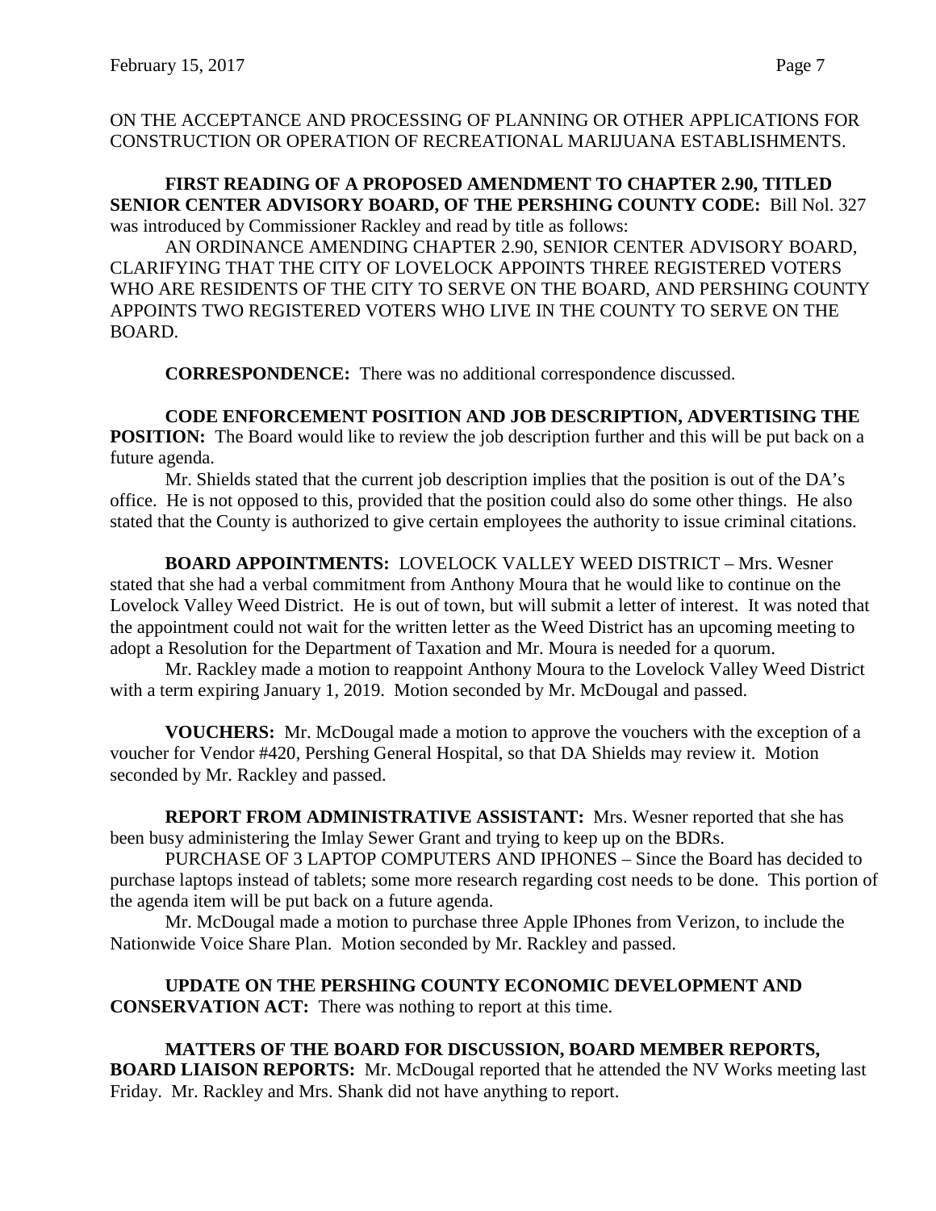ON THE ACCEPTANCE AND PROCESSING OF PLANNING OR OTHER APPLICATIONS FOR CONSTRUCTION OR OPERATION OF RECREATIONAL MARIJUANA ESTABLISHMENTS.

**FIRST READING OF A PROPOSED AMENDMENT TO CHAPTER 2.90, TITLED SENIOR CENTER ADVISORY BOARD, OF THE PERSHING COUNTY CODE:** Bill Nol. 327 was introduced by Commissioner Rackley and read by title as follows:

AN ORDINANCE AMENDING CHAPTER 2.90, SENIOR CENTER ADVISORY BOARD, CLARIFYING THAT THE CITY OF LOVELOCK APPOINTS THREE REGISTERED VOTERS WHO ARE RESIDENTS OF THE CITY TO SERVE ON THE BOARD, AND PERSHING COUNTY APPOINTS TWO REGISTERED VOTERS WHO LIVE IN THE COUNTY TO SERVE ON THE BOARD.

**CORRESPONDENCE:** There was no additional correspondence discussed.

**CODE ENFORCEMENT POSITION AND JOB DESCRIPTION, ADVERTISING THE POSITION:** The Board would like to review the job description further and this will be put back on a future agenda.

Mr. Shields stated that the current job description implies that the position is out of the DA's office. He is not opposed to this, provided that the position could also do some other things. He also stated that the County is authorized to give certain employees the authority to issue criminal citations.

**BOARD APPOINTMENTS:** LOVELOCK VALLEY WEED DISTRICT – Mrs. Wesner stated that she had a verbal commitment from Anthony Moura that he would like to continue on the Lovelock Valley Weed District. He is out of town, but will submit a letter of interest. It was noted that the appointment could not wait for the written letter as the Weed District has an upcoming meeting to adopt a Resolution for the Department of Taxation and Mr. Moura is needed for a quorum.

Mr. Rackley made a motion to reappoint Anthony Moura to the Lovelock Valley Weed District with a term expiring January 1, 2019. Motion seconded by Mr. McDougal and passed.

**VOUCHERS:** Mr. McDougal made a motion to approve the vouchers with the exception of a voucher for Vendor #420, Pershing General Hospital, so that DA Shields may review it. Motion seconded by Mr. Rackley and passed.

**REPORT FROM ADMINISTRATIVE ASSISTANT:** Mrs. Wesner reported that she has been busy administering the Imlay Sewer Grant and trying to keep up on the BDRs.

PURCHASE OF 3 LAPTOP COMPUTERS AND IPHONES – Since the Board has decided to purchase laptops instead of tablets; some more research regarding cost needs to be done. This portion of the agenda item will be put back on a future agenda.

Mr. McDougal made a motion to purchase three Apple IPhones from Verizon, to include the Nationwide Voice Share Plan. Motion seconded by Mr. Rackley and passed.

**UPDATE ON THE PERSHING COUNTY ECONOMIC DEVELOPMENT AND CONSERVATION ACT:** There was nothing to report at this time.

**MATTERS OF THE BOARD FOR DISCUSSION, BOARD MEMBER REPORTS, BOARD LIAISON REPORTS:** Mr. McDougal reported that he attended the NV Works meeting last Friday. Mr. Rackley and Mrs. Shank did not have anything to report.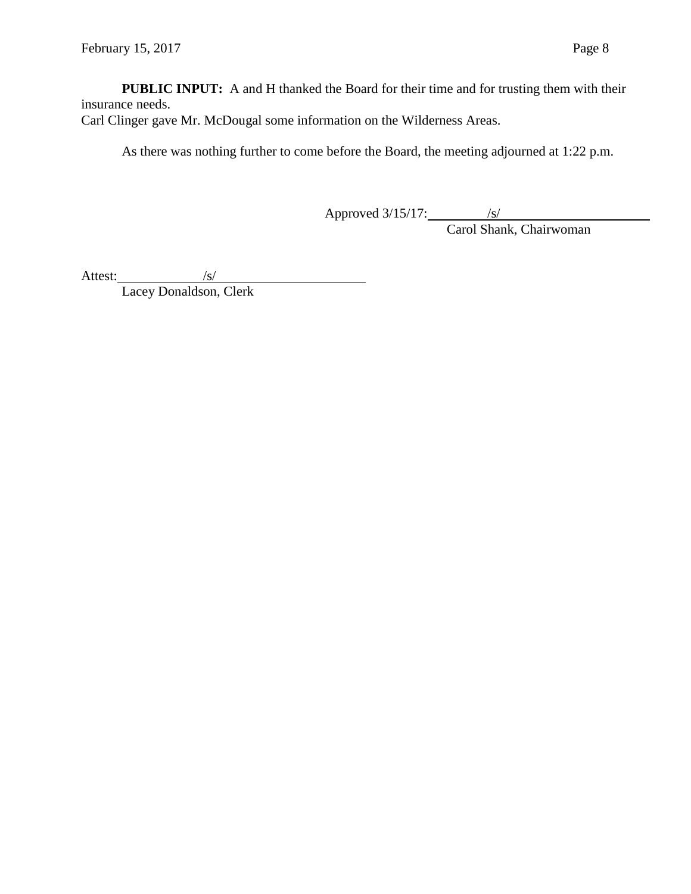**PUBLIC INPUT:** A and H thanked the Board for their time and for trusting them with their insurance needs.
Carl Clinger gave Mr. McDougal some information on the Wilderness Areas.

As there was nothing further to come before the Board, the meeting adjourned at 1:22 p.m.

Approved 3/15/17: /s/
Carol Shank, Chairwoman

Attest: /s/
Lacey Donaldson, Clerk